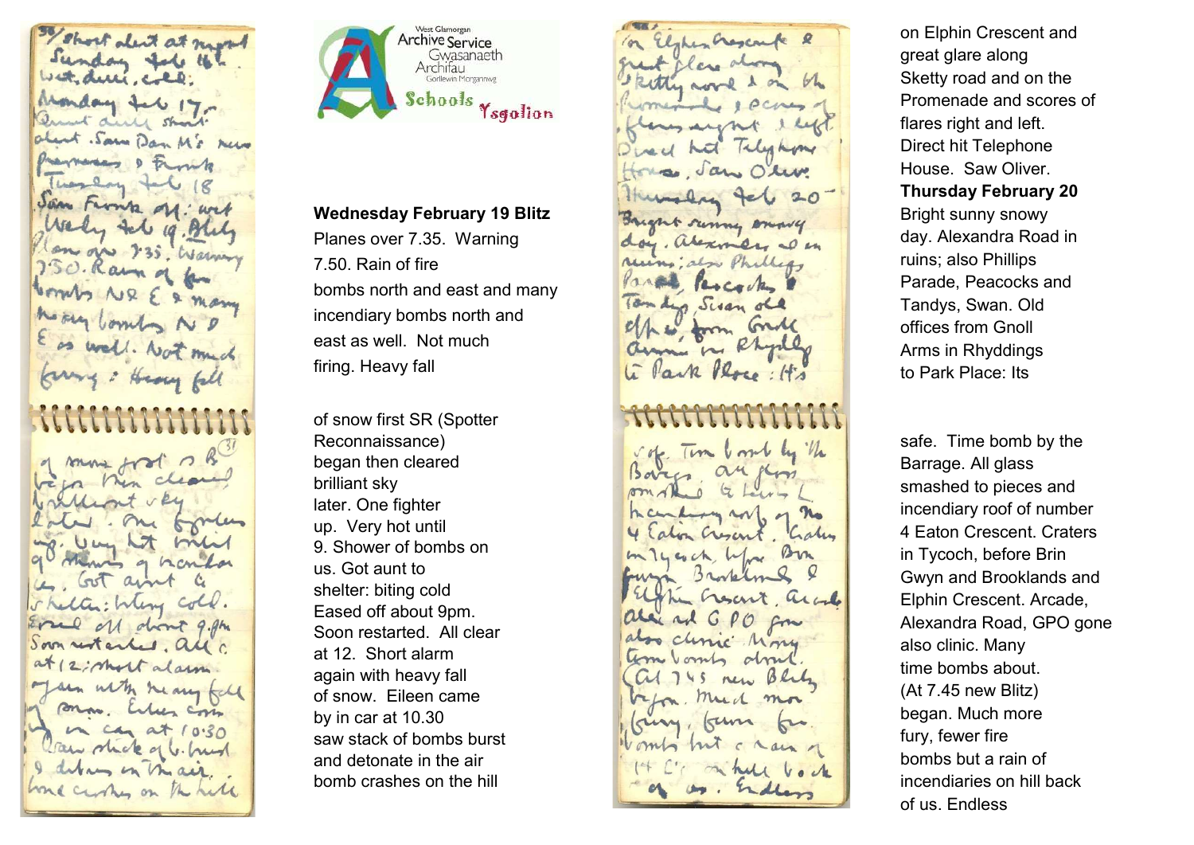West Glamorgan Archive Service
Gwasanaeth Archifau Gorllewin Morgannwg

Schools Ysgolion

**Wednesday February 19 Blitz**

Planes over 7.35. Warning 7.50. Rain of fire bombs north and east and many incendiary bombs north and east as well. Not much firing. Heavy fall

of snow first SR (Spotter Reconnaissance) began then cleared brilliant sky later. One fighter up. Very hot until 9. Shower of bombs on us. Got aunt to shelter: biting cold Eased off about 9pm. Soon restarted. All clear at 12. Short alarm again with heavy fall of snow. Eileen came by in car at 10.30 saw stack of bombs burst and detonate in the air bomb crashes on the hill

on Elphin Crescent and great glare along Sketty road and on the Promenade and scores of flares right and left. Direct hit Telephone House. Saw Oliver.

**Thursday February 20**

Bright sunny snowy day. Alexandra Road in ruins; also Phillips Parade, Peacocks and Tandys, Swan. Old offices from Gnoll Arms in Rhyddings to Park Place: Its

safe. Time bomb by the Barrage. All glass smashed to pieces and incendiary roof of number 4 Eaton Crescent. Craters in Tycoch, before Brin Gwyn and Brooklands and Elphin Crescent. Arcade, Alexandra Road, GPO gone also clinic. Many time bombs about. (At 7.45 new Blitz) began. Much more fury, fewer fire bombs but a rain of incendiaries on hill back of us. Endless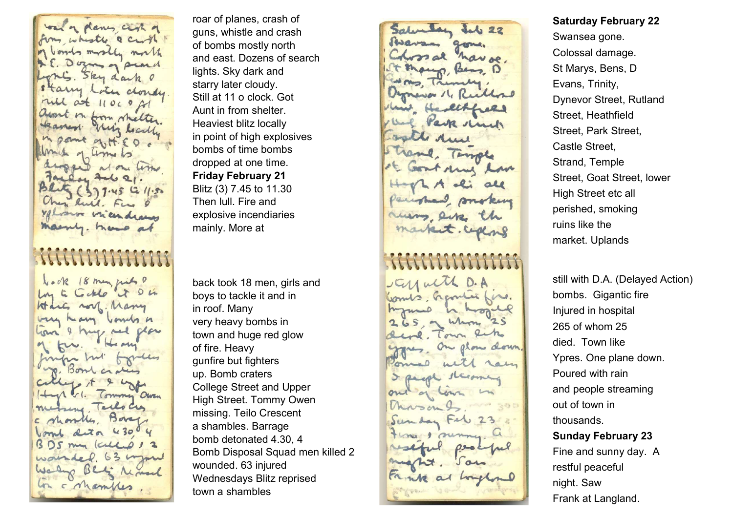roar of planes, crash of guns, whistle and crash of bombs mostly north and east. Dozens of search lights. Sky dark and starry later cloudy. Still at 11 o clock. Got Aunt in from shelter. Heaviest blitz locally in point of high explosives bombs of time bombs dropped at one time.

**Friday February 21**

Blitz (3) 7.45 to 11.30 Then lull. Fire and explosive incendiaries mainly. More at back took 18 men, girls and boys to tackle it and in in roof. Many very heavy bombs in town and huge red glow of fire. Heavy gunfire but fighters up. Bomb craters College Street and Upper High Street. Tommy Owen missing. Teilo Crescent a shambles. Barrage bomb detonated 4.30, 4 Bomb Disposal Squad men killed 2 wounded. 63 injured Wednesdays Blitz reprised town a shambles

**Saturday February 22**

Swansea gone. Colossal damage. St Marys, Bens, D Evans, Trinity, Dynevor Street, Rutland Street, Heathfield Street, Park Street, Castle Street, Strand, Temple Street, Goat Street, lower High Street etc all perished, smoking ruins like the market. Uplands still with D.A. (Delayed Action) bombs. Gigantic fire Injured in hospital 265 of whom 25 died. Town like Ypres. One plane down. Poured with rain and people streaming out of town in thousands.

**Sunday February 23**

Fine and sunny day. A restful peaceful night. Saw Frank at Langland.